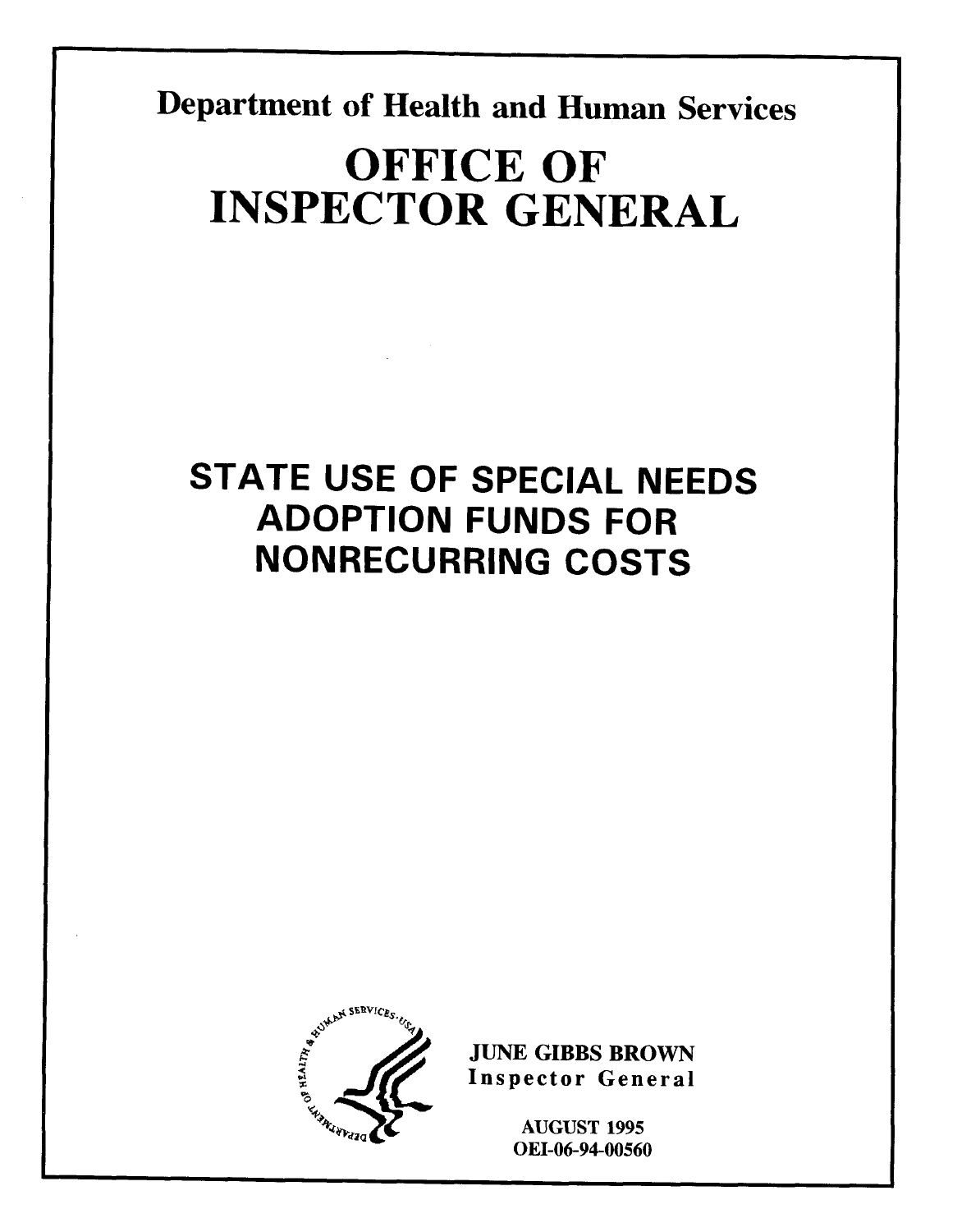Department of Health and Human Services

# OFFICE OF INSPECTOR GENERAL

# STATE USE OF SPECIAL NEEDS ADOPTION FUNDS FOR NONRECURRING COSTS

JUNE GIBBS BROWN
Inspector General

AUGUST 1995
OEI-06-94-00560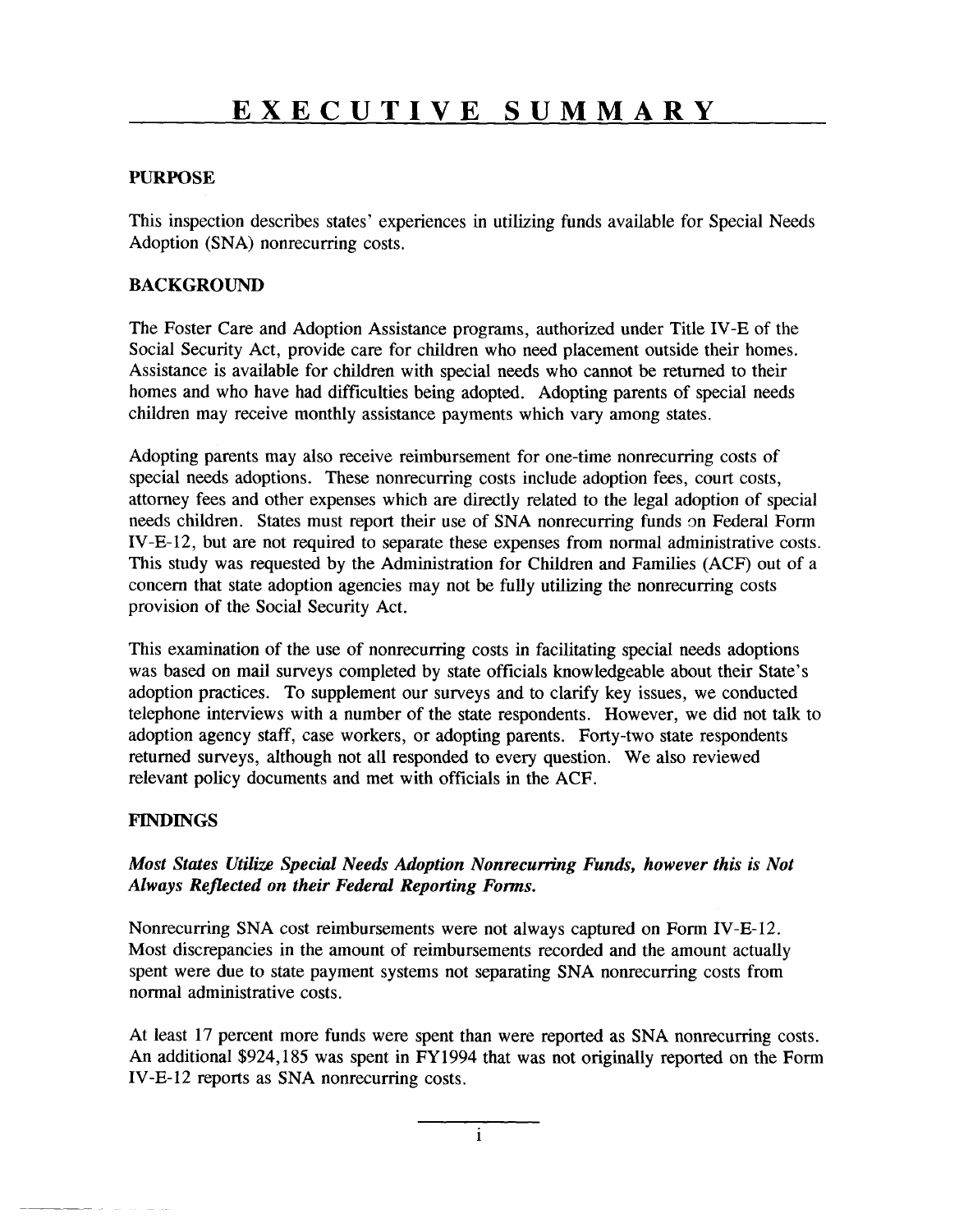# EXECUTIVE SUMMARY

## PURPOSE

This inspection describes states' experiences in utilizing funds available for Special Needs Adoption (SNA) nonrecurring costs.

## BACKGROUND

The Foster Care and Adoption Assistance programs, authorized under Title IV-E of the Social Security Act, provide care for children who need placement outside their homes. Assistance is available for children with special needs who cannot be returned to their homes and who have had difficulties being adopted. Adopting parents of special needs children may receive monthly assistance payments which vary among states.

Adopting parents may also receive reimbursement for one-time nonrecurring costs of special needs adoptions. These nonrecurring costs include adoption fees, court costs, attorney fees and other expenses which are directly related to the legal adoption of special needs children. States must report their use of SNA nonrecurring funds on Federal Form IV-E-12, but are not required to separate these expenses from normal administrative costs. This study was requested by the Administration for Children and Families (ACF) out of a concern that state adoption agencies may not be fully utilizing the nonrecurring costs provision of the Social Security Act.

This examination of the use of nonrecurring costs in facilitating special needs adoptions was based on mail surveys completed by state officials knowledgeable about their State's adoption practices. To supplement our surveys and to clarify key issues, we conducted telephone interviews with a number of the state respondents. However, we did not talk to adoption agency staff, case workers, or adopting parents. Forty-two state respondents returned surveys, although not all responded to every question. We also reviewed relevant policy documents and met with officials in the ACF.

## FINDINGS

### *Most States Utilize Special Needs Adoption Nonrecurring Funds, however this is Not Always Reflected on their Federal Reporting Forms.*

Nonrecurring SNA cost reimbursements were not always captured on Form IV-E-12. Most discrepancies in the amount of reimbursements recorded and the amount actually spent were due to state payment systems not separating SNA nonrecurring costs from normal administrative costs.

At least 17 percent more funds were spent than were reported as SNA nonrecurring costs. An additional $924,185 was spent in FY1994 that was not originally reported on the Form IV-E-12 reports as SNA nonrecurring costs.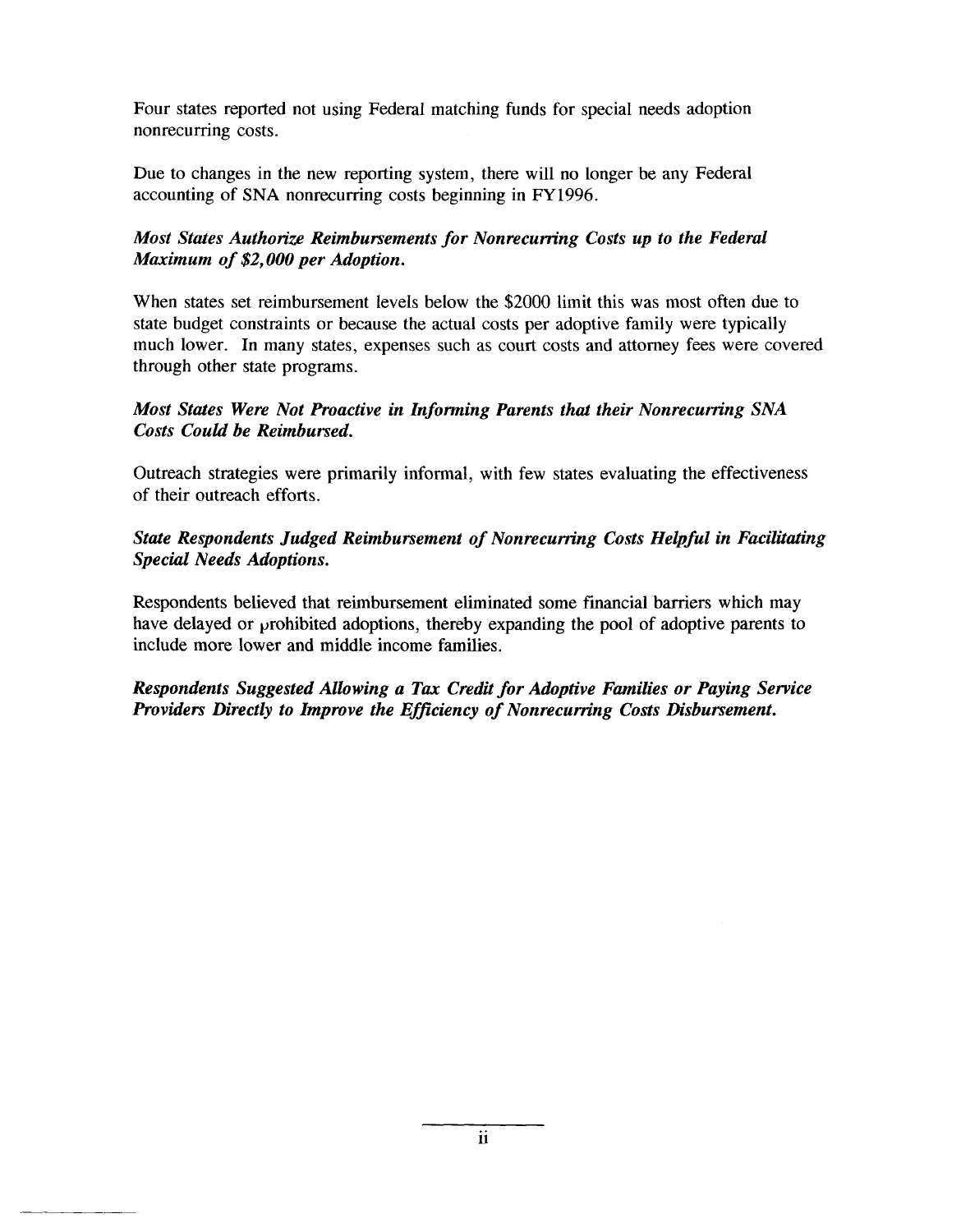Four states reported not using Federal matching funds for special needs adoption nonrecurring costs.

Due to changes in the new reporting system, there will no longer be any Federal accounting of SNA nonrecurring costs beginning in FY1996.

***Most States Authorize Reimbursements for Nonrecurring Costs up to the Federal Maximum of $2,000 per Adoption.***

When states set reimbursement levels below the $2000 limit this was most often due to state budget constraints or because the actual costs per adoptive family were typically much lower. In many states, expenses such as court costs and attorney fees were covered through other state programs.

***Most States Were Not Proactive in Informing Parents that their Nonrecurring SNA Costs Could be Reimbursed.***

Outreach strategies were primarily informal, with few states evaluating the effectiveness of their outreach efforts.

***State Respondents Judged Reimbursement of Nonrecurring Costs Helpful in Facilitating Special Needs Adoptions.***

Respondents believed that reimbursement eliminated some financial barriers which may have delayed or prohibited adoptions, thereby expanding the pool of adoptive parents to include more lower and middle income families.

***Respondents Suggested Allowing a Tax Credit for Adoptive Families or Paying Service Providers Directly to Improve the Efficiency of Nonrecurring Costs Disbursement.***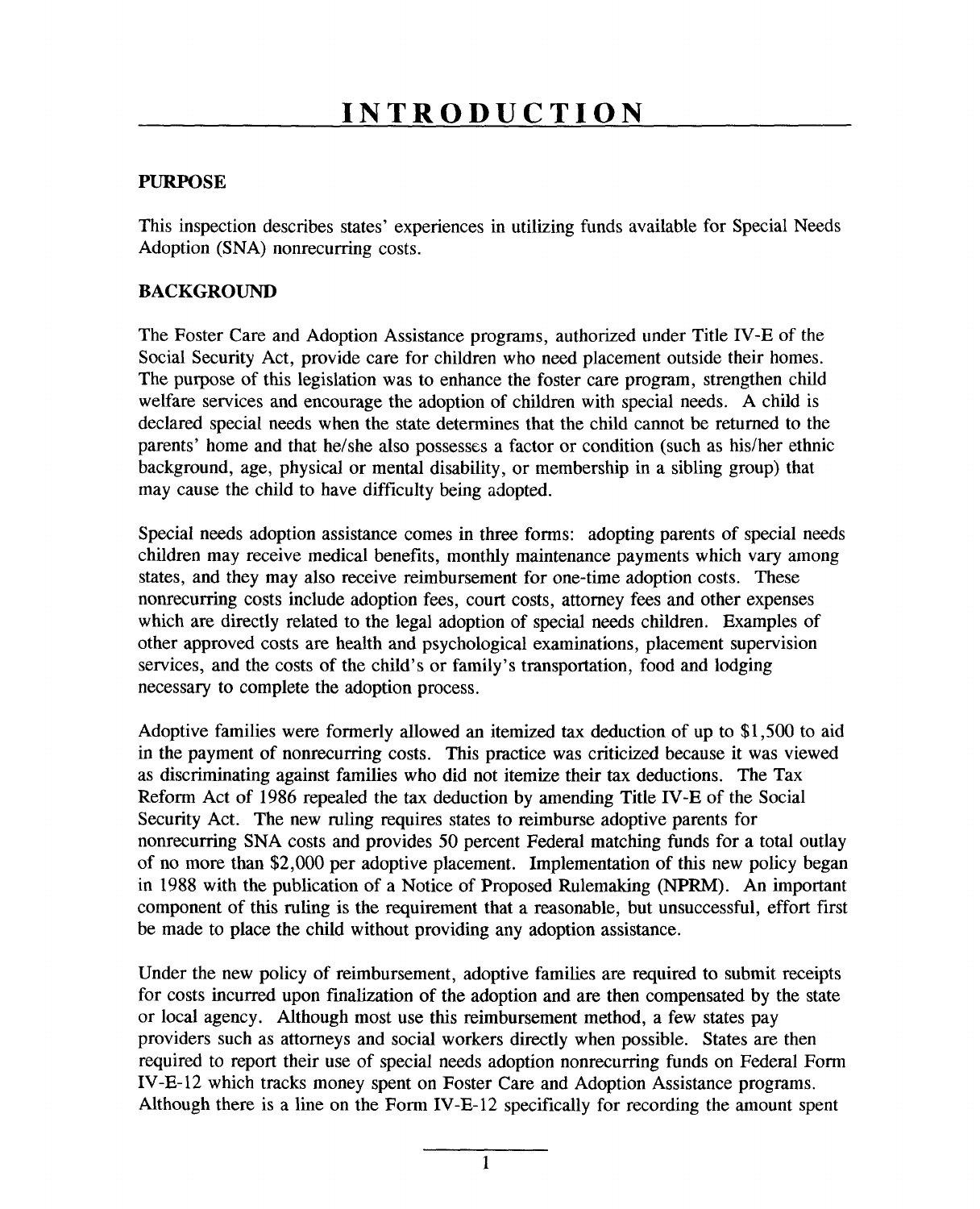# INTRODUCTION

## PURPOSE

This inspection describes states' experiences in utilizing funds available for Special Needs Adoption (SNA) nonrecurring costs.

## BACKGROUND

The Foster Care and Adoption Assistance programs, authorized under Title IV-E of the Social Security Act, provide care for children who need placement outside their homes. The purpose of this legislation was to enhance the foster care program, strengthen child welfare services and encourage the adoption of children with special needs. A child is declared special needs when the state determines that the child cannot be returned to the parents' home and that he/she also possesses a factor or condition (such as his/her ethnic background, age, physical or mental disability, or membership in a sibling group) that may cause the child to have difficulty being adopted.

Special needs adoption assistance comes in three forms: adopting parents of special needs children may receive medical benefits, monthly maintenance payments which vary among states, and they may also receive reimbursement for one-time adoption costs. These nonrecurring costs include adoption fees, court costs, attorney fees and other expenses which are directly related to the legal adoption of special needs children. Examples of other approved costs are health and psychological examinations, placement supervision services, and the costs of the child's or family's transportation, food and lodging necessary to complete the adoption process.

Adoptive families were formerly allowed an itemized tax deduction of up to $1,500 to aid in the payment of nonrecurring costs. This practice was criticized because it was viewed as discriminating against families who did not itemize their tax deductions. The Tax Reform Act of 1986 repealed the tax deduction by amending Title IV-E of the Social Security Act. The new ruling requires states to reimburse adoptive parents for nonrecurring SNA costs and provides 50 percent Federal matching funds for a total outlay of no more than $2,000 per adoptive placement. Implementation of this new policy began in 1988 with the publication of a Notice of Proposed Rulemaking (NPRM). An important component of this ruling is the requirement that a reasonable, but unsuccessful, effort first be made to place the child without providing any adoption assistance.

Under the new policy of reimbursement, adoptive families are required to submit receipts for costs incurred upon finalization of the adoption and are then compensated by the state or local agency. Although most use this reimbursement method, a few states pay providers such as attorneys and social workers directly when possible. States are then required to report their use of special needs adoption nonrecurring funds on Federal Form IV-E-12 which tracks money spent on Foster Care and Adoption Assistance programs. Although there is a line on the Form IV-E-12 specifically for recording the amount spent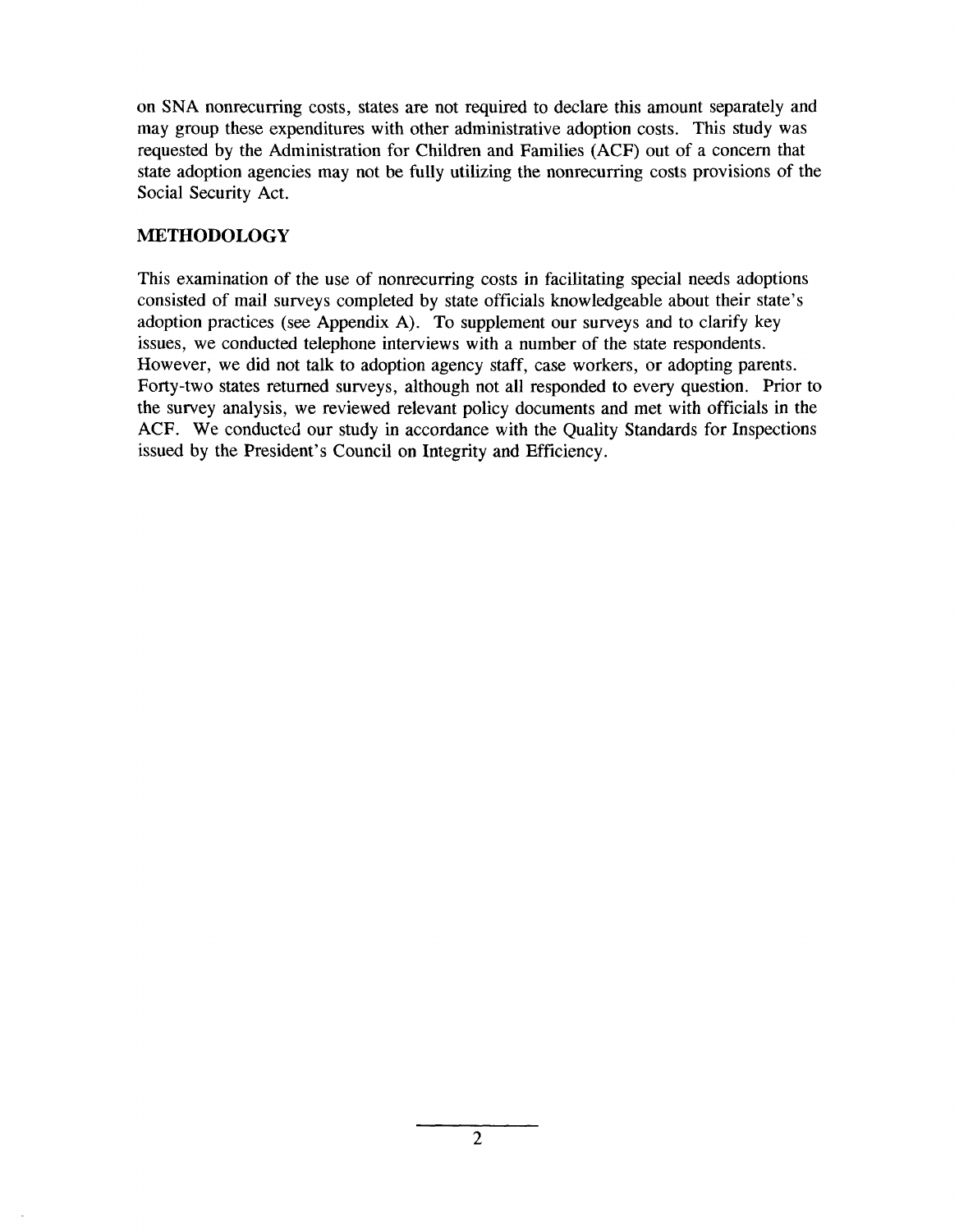on SNA nonrecurring costs, states are not required to declare this amount separately and may group these expenditures with other administrative adoption costs. This study was requested by the Administration for Children and Families (ACF) out of a concern that state adoption agencies may not be fully utilizing the nonrecurring costs provisions of the Social Security Act.

## METHODOLOGY

This examination of the use of nonrecurring costs in facilitating special needs adoptions consisted of mail surveys completed by state officials knowledgeable about their state's adoption practices (see Appendix A). To supplement our surveys and to clarify key issues, we conducted telephone interviews with a number of the state respondents. However, we did not talk to adoption agency staff, case workers, or adopting parents. Forty-two states returned surveys, although not all responded to every question. Prior to the survey analysis, we reviewed relevant policy documents and met with officials in the ACF. We conducted our study in accordance with the Quality Standards for Inspections issued by the President's Council on Integrity and Efficiency.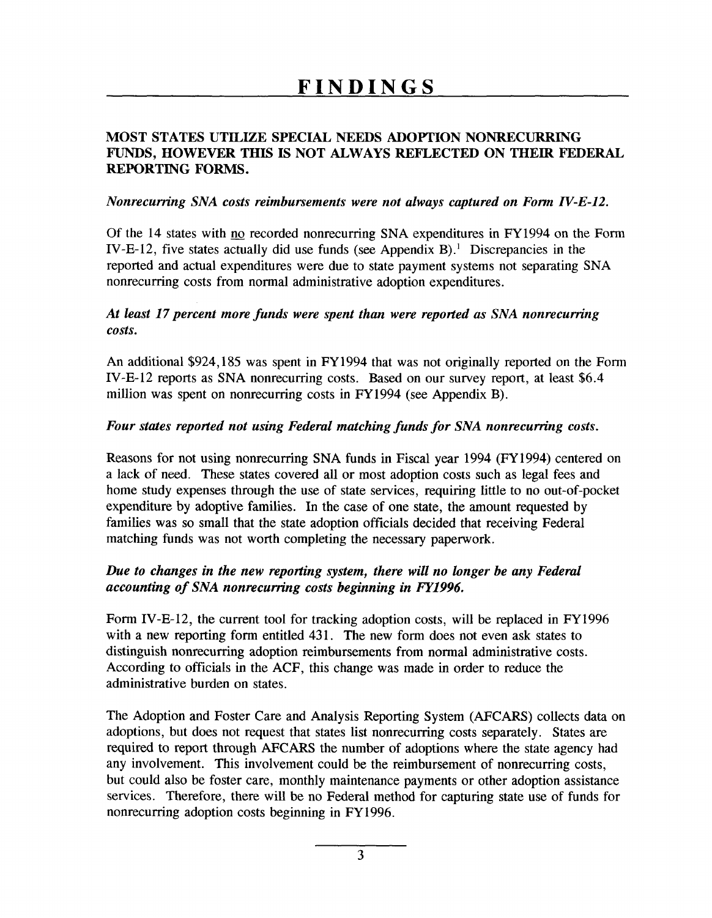# FINDINGS

## MOST STATES UTILIZE SPECIAL NEEDS ADOPTION NONRECURRING FUNDS, HOWEVER THIS IS NOT ALWAYS REFLECTED ON THEIR FEDERAL REPORTING FORMS.

***Nonrecurring SNA costs reimbursements were not always captured on Form IV-E-12.***

Of the 14 states with no recorded nonrecurring SNA expenditures in FY1994 on the Form IV-E-12, five states actually did use funds (see Appendix B).[1] Discrepancies in the reported and actual expenditures were due to state payment systems not separating SNA nonrecurring costs from normal administrative adoption expenditures.

***At least 17 percent more funds were spent than were reported as SNA nonrecurring costs.***

An additional $924,185 was spent in FY1994 that was not originally reported on the Form IV-E-12 reports as SNA nonrecurring costs. Based on our survey report, at least $6.4 million was spent on nonrecurring costs in FY1994 (see Appendix B).

***Four states reported not using Federal matching funds for SNA nonrecurring costs.***

Reasons for not using nonrecurring SNA funds in Fiscal year 1994 (FY1994) centered on a lack of need. These states covered all or most adoption costs such as legal fees and home study expenses through the use of state services, requiring little to no out-of-pocket expenditure by adoptive families. In the case of one state, the amount requested by families was so small that the state adoption officials decided that receiving Federal matching funds was not worth completing the necessary paperwork.

***Due to changes in the new reporting system, there will no longer be any Federal accounting of SNA nonrecurring costs beginning in FY1996.***

Form IV-E-12, the current tool for tracking adoption costs, will be replaced in FY1996 with a new reporting form entitled 431. The new form does not even ask states to distinguish nonrecurring adoption reimbursements from normal administrative costs. According to officials in the ACF, this change was made in order to reduce the administrative burden on states.

The Adoption and Foster Care and Analysis Reporting System (AFCARS) collects data on adoptions, but does not request that states list nonrecurring costs separately. States are required to report through AFCARS the number of adoptions where the state agency had any involvement. This involvement could be the reimbursement of nonrecurring costs, but could also be foster care, monthly maintenance payments or other adoption assistance services. Therefore, there will be no Federal method for capturing state use of funds for nonrecurring adoption costs beginning in FY1996.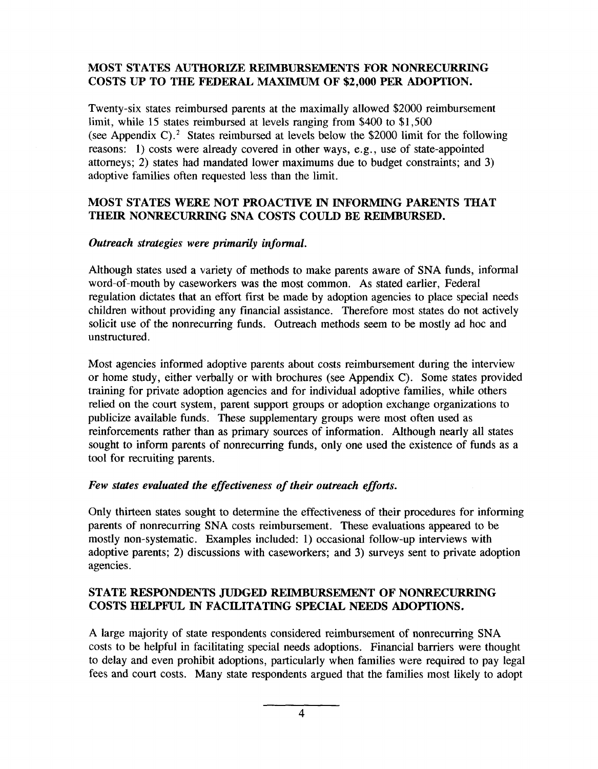## MOST STATES AUTHORIZE REIMBURSEMENTS FOR NONRECURRING COSTS UP TO THE FEDERAL MAXIMUM OF $2,000 PER ADOPTION.

Twenty-six states reimbursed parents at the maximally allowed $2000 reimbursement limit, while 15 states reimbursed at levels ranging from $400 to $1,500 (see Appendix C).[2] States reimbursed at levels below the $2000 limit for the following reasons: 1) costs were already covered in other ways, e.g., use of state-appointed attorneys; 2) states had mandated lower maximums due to budget constraints; and 3) adoptive families often requested less than the limit.

## MOST STATES WERE NOT PROACTIVE IN INFORMING PARENTS THAT THEIR NONRECURRING SNA COSTS COULD BE REIMBURSED.

### *Outreach strategies were primarily informal.*

Although states used a variety of methods to make parents aware of SNA funds, informal word-of-mouth by caseworkers was the most common. As stated earlier, Federal regulation dictates that an effort first be made by adoption agencies to place special needs children without providing any financial assistance. Therefore most states do not actively solicit use of the nonrecurring funds. Outreach methods seem to be mostly ad hoc and unstructured.

Most agencies informed adoptive parents about costs reimbursement during the interview or home study, either verbally or with brochures (see Appendix C). Some states provided training for private adoption agencies and for individual adoptive families, while others relied on the court system, parent support groups or adoption exchange organizations to publicize available funds. These supplementary groups were most often used as reinforcements rather than as primary sources of information. Although nearly all states sought to inform parents of nonrecurring funds, only one used the existence of funds as a tool for recruiting parents.

### *Few states evaluated the effectiveness of their outreach efforts.*

Only thirteen states sought to determine the effectiveness of their procedures for informing parents of nonrecurring SNA costs reimbursement. These evaluations appeared to be mostly non-systematic. Examples included: 1) occasional follow-up interviews with adoptive parents; 2) discussions with caseworkers; and 3) surveys sent to private adoption agencies.

## STATE RESPONDENTS JUDGED REIMBURSEMENT OF NONRECURRING COSTS HELPFUL IN FACILITATING SPECIAL NEEDS ADOPTIONS.

A large majority of state respondents considered reimbursement of nonrecurring SNA costs to be helpful in facilitating special needs adoptions. Financial barriers were thought to delay and even prohibit adoptions, particularly when families were required to pay legal fees and court costs. Many state respondents argued that the families most likely to adopt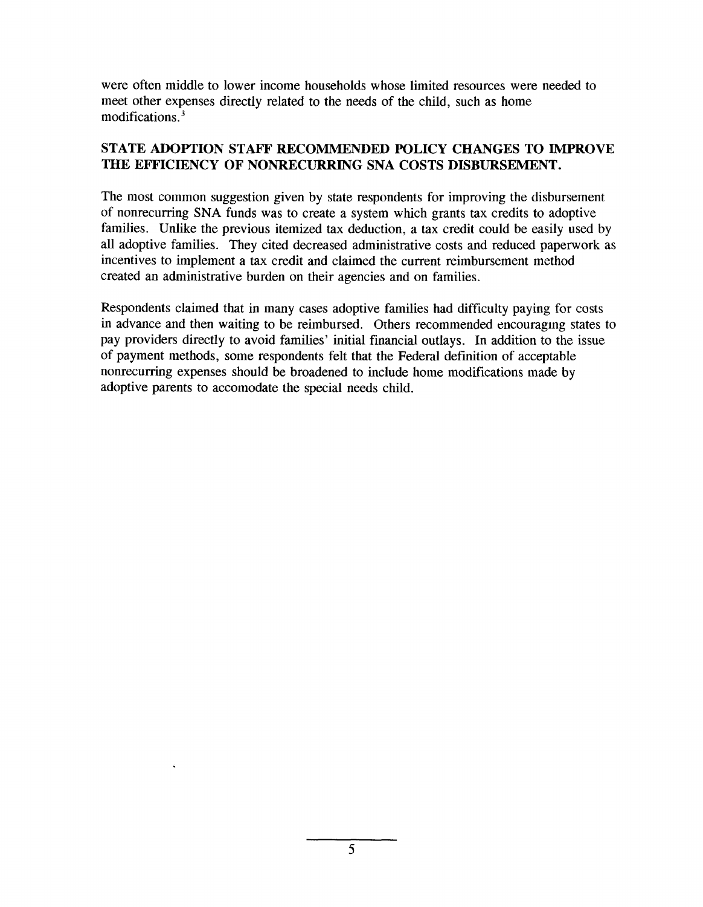were often middle to lower income households whose limited resources were needed to meet other expenses directly related to the needs of the child, such as home modifications.[3]

## STATE ADOPTION STAFF RECOMMENDED POLICY CHANGES TO IMPROVE THE EFFICIENCY OF NONRECURRING SNA COSTS DISBURSEMENT.

The most common suggestion given by state respondents for improving the disbursement of nonrecurring SNA funds was to create a system which grants tax credits to adoptive families. Unlike the previous itemized tax deduction, a tax credit could be easily used by all adoptive families. They cited decreased administrative costs and reduced paperwork as incentives to implement a tax credit and claimed the current reimbursement method created an administrative burden on their agencies and on families.

Respondents claimed that in many cases adoptive families had difficulty paying for costs in advance and then waiting to be reimbursed. Others recommended encouraging states to pay providers directly to avoid families' initial financial outlays. In addition to the issue of payment methods, some respondents felt that the Federal definition of acceptable nonrecurring expenses should be broadened to include home modifications made by adoptive parents to accomodate the special needs child.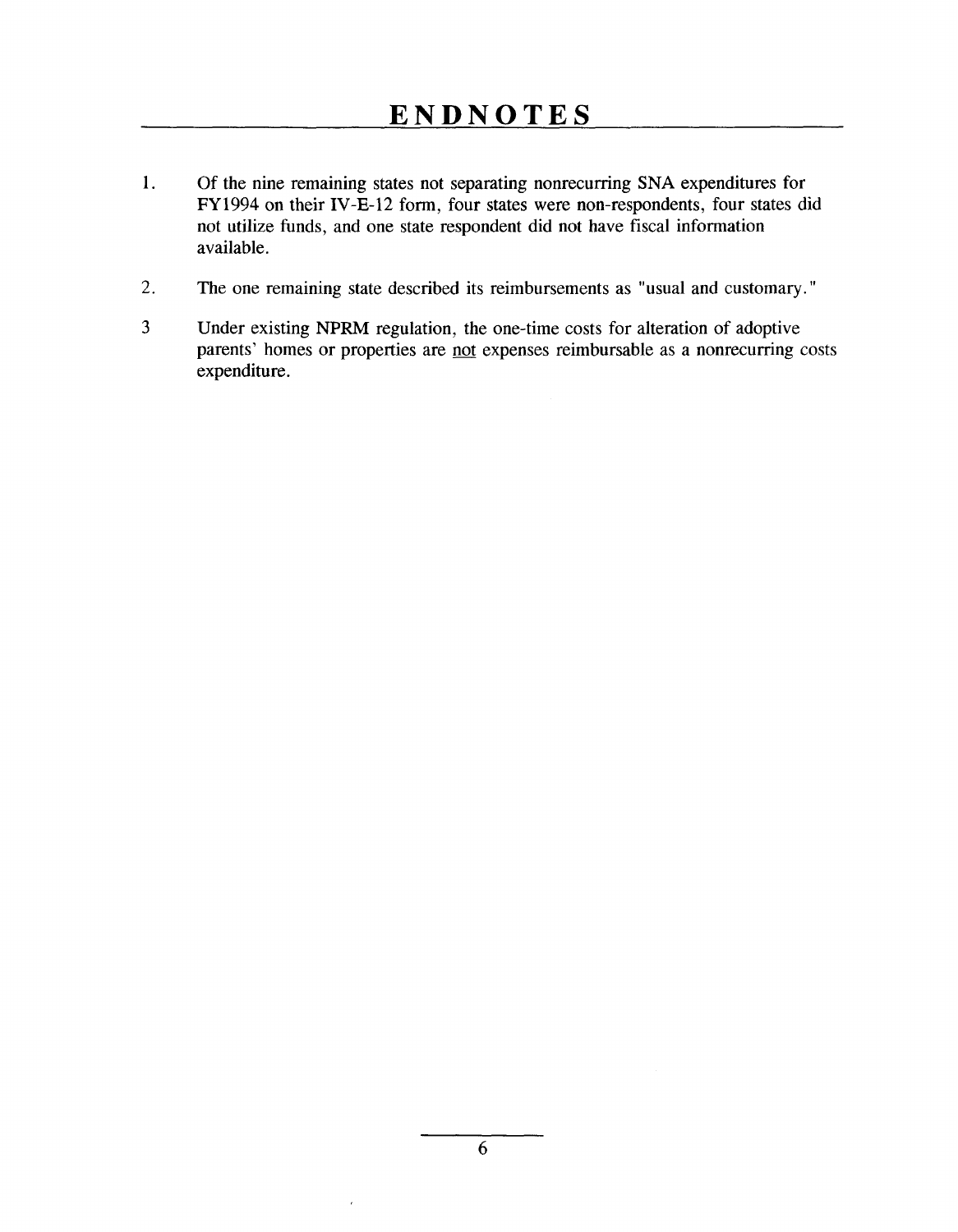# ENDNOTES

1. Of the nine remaining states not separating nonrecurring SNA expenditures for FY1994 on their IV-E-12 form, four states were non-respondents, four states did not utilize funds, and one state respondent did not have fiscal information available.

2. The one remaining state described its reimbursements as "usual and customary."

3 Under existing NPRM regulation, the one-time costs for alteration of adoptive parents' homes or properties are not expenses reimbursable as a nonrecurring costs expenditure.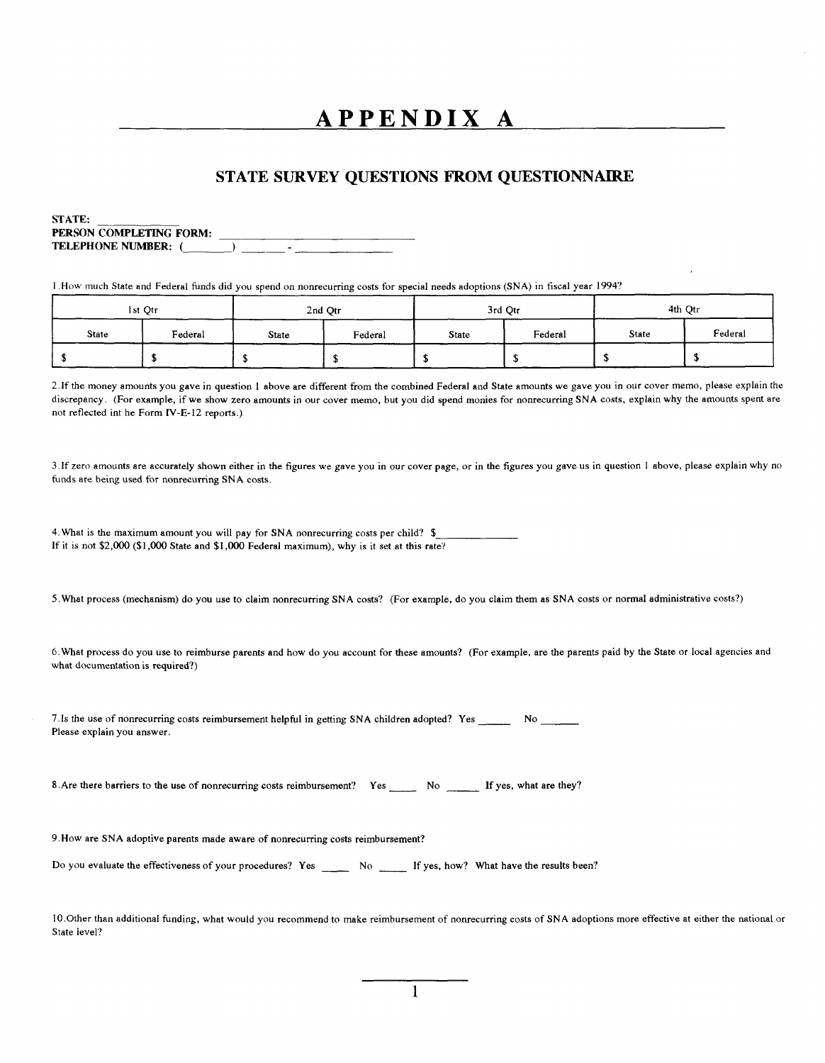# APPENDIX A

## STATE SURVEY QUESTIONS FROM QUESTIONNAIRE

**STATE:** ____________
**PERSON COMPLETING FORM:** ______________________________
**TELEPHONE NUMBER:** (_______) ______ - ______________

1. How much State and Federal funds did you spend on nonrecurring costs for special needs adoptions (SNA) in fiscal year 1994?

| 1st Qtr | | 2nd Qtr | | 3rd Qtr | | 4th Qtr | |
|---|---|---|---|---|---|---|---|
| State | Federal | State | Federal | State | Federal | State | Federal |
| $ | $ | $ | $ | $ | $ | $ | $ |

2. If the money amounts you gave in question 1 above are different from the combined Federal and State amounts we gave you in our cover memo, please explain the discrepancy. (For example, if we show zero amounts in our cover memo, but you did spend monies for nonrecurring SNA costs, explain why the amounts spent are not reflected int he Form IV-E-12 reports.)

3. If zero amounts are accurately shown either in the figures we gave you in our cover page, or in the figures you gave us in question 1 above, please explain why no funds are being used for nonrecurring SNA costs.

4. What is the maximum amount you will pay for SNA nonrecurring costs per child? $____________
If it is not $2,000 ($1,000 State and $1,000 Federal maximum), why is it set at this rate?

5. What process (mechanism) do you use to claim nonrecurring SNA costs? (For example, do you claim them as SNA costs or normal administrative costs?)

6. What process do you use to reimburse parents and how do you account for these amounts? (For example, are the parents paid by the State or local agencies and what documentation is required?)

7. Is the use of nonrecurring costs reimbursement helpful in getting SNA children adopted? Yes _____ No ______
Please explain you answer.

8. Are there barriers to the use of nonrecurring costs reimbursement? Yes _____ No _____ If yes, what are they?

9. How are SNA adoptive parents made aware of nonrecurring costs reimbursement?

Do you evaluate the effectiveness of your procedures? Yes _____ No _____ If yes, how? What have the results been?

10. Other than additional funding, what would you recommend to make reimbursement of nonrecurring costs of SNA adoptions more effective at either the national or State level?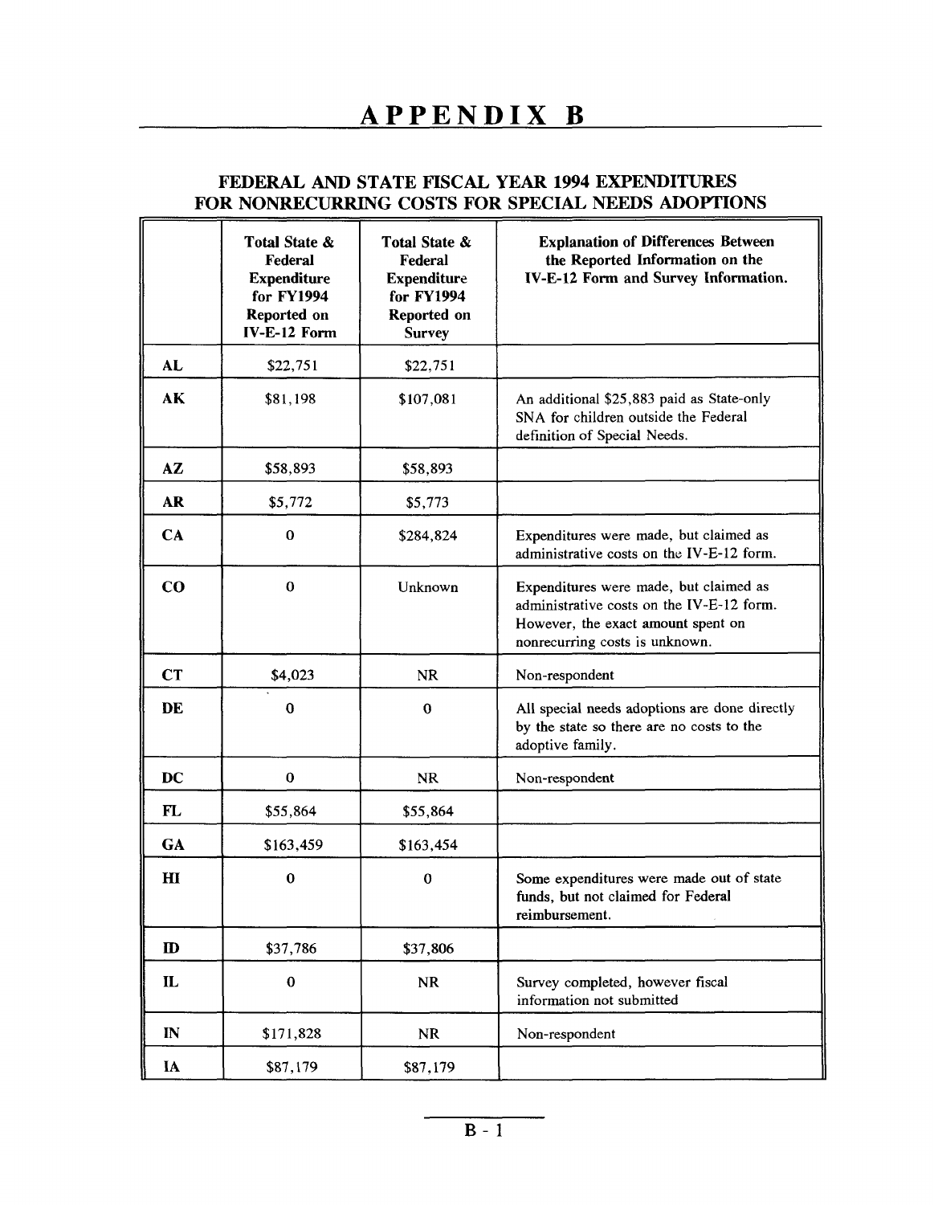# APPENDIX B

## FEDERAL AND STATE FISCAL YEAR 1994 EXPENDITURES FOR NONRECURRING COSTS FOR SPECIAL NEEDS ADOPTIONS

| | Total State & Federal Expenditure for FY1994 Reported on IV-E-12 Form | Total State & Federal Expenditure for FY1994 Reported on Survey | Explanation of Differences Between the Reported Information on the IV-E-12 Form and Survey Information. |
|---|---|---|---|
| **AL** | $22,751 | $22,751 | |
| **AK** | $81,198 | $107,081 | An additional $25,883 paid as State-only SNA for children outside the Federal definition of Special Needs. |
| **AZ** | $58,893 | $58,893 | |
| **AR** | $5,772 | $5,773 | |
| **CA** | 0 | $284,824 | Expenditures were made, but claimed as administrative costs on the IV-E-12 form. |
| **CO** | 0 | Unknown | Expenditures were made, but claimed as administrative costs on the IV-E-12 form. However, the exact amount spent on nonrecurring costs is unknown. |
| **CT** | $4,023 | NR | Non-respondent |
| **DE** | 0 | 0 | All special needs adoptions are done directly by the state so there are no costs to the adoptive family. |
| **DC** | 0 | NR | Non-respondent |
| **FL** | $55,864 | $55,864 | |
| **GA** | $163,459 | $163,454 | |
| **HI** | 0 | 0 | Some expenditures were made out of state funds, but not claimed for Federal reimbursement. |
| **ID** | $37,786 | $37,806 | |
| **IL** | 0 | NR | Survey completed, however fiscal information not submitted |
| **IN** | $171,828 | NR | Non-respondent |
| **IA** | $87,179 | $87,179 | |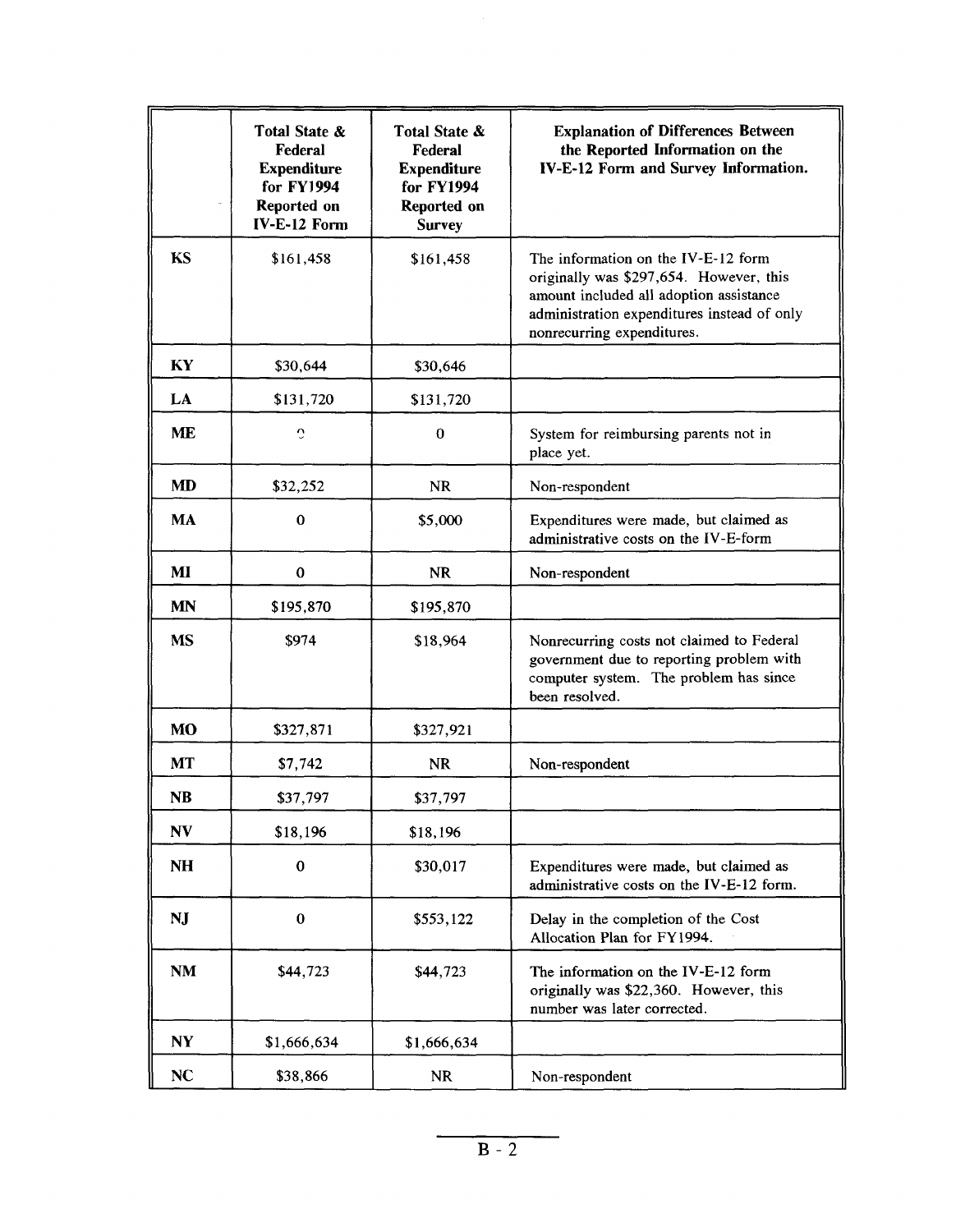| | Total State & Federal Expenditure for FY1994 Reported on IV-E-12 Form | Total State & Federal Expenditure for FY1994 Reported on Survey | Explanation of Differences Between the Reported Information on the IV-E-12 Form and Survey Information. |
|---|---|---|---|
| **KS** | $161,458 | $161,458 | The information on the IV-E-12 form originally was $297,654. However, this amount included all adoption assistance administration expenditures instead of only nonrecurring expenditures. |
| **KY** | $30,644 | $30,646 | |
| **LA** | $131,720 | $131,720 | |
| **ME** | 0 | 0 | System for reimbursing parents not in place yet. |
| **MD** | $32,252 | NR | Non-respondent |
| **MA** | 0 | $5,000 | Expenditures were made, but claimed as administrative costs on the IV-E-form |
| **MI** | 0 | NR | Non-respondent |
| **MN** | $195,870 | $195,870 | |
| **MS** | $974 | $18,964 | Nonrecurring costs not claimed to Federal government due to reporting problem with computer system. The problem has since been resolved. |
| **MO** | $327,871 | $327,921 | |
| **MT** | $7,742 | NR | Non-respondent |
| **NB** | $37,797 | $37,797 | |
| **NV** | $18,196 | $18,196 | |
| **NH** | 0 | $30,017 | Expenditures were made, but claimed as administrative costs on the IV-E-12 form. |
| **NJ** | 0 | $553,122 | Delay in the completion of the Cost Allocation Plan for FY1994. |
| **NM** | $44,723 | $44,723 | The information on the IV-E-12 form originally was $22,360. However, this number was later corrected. |
| **NY** | $1,666,634 | $1,666,634 | |
| **NC** | $38,866 | NR | Non-respondent |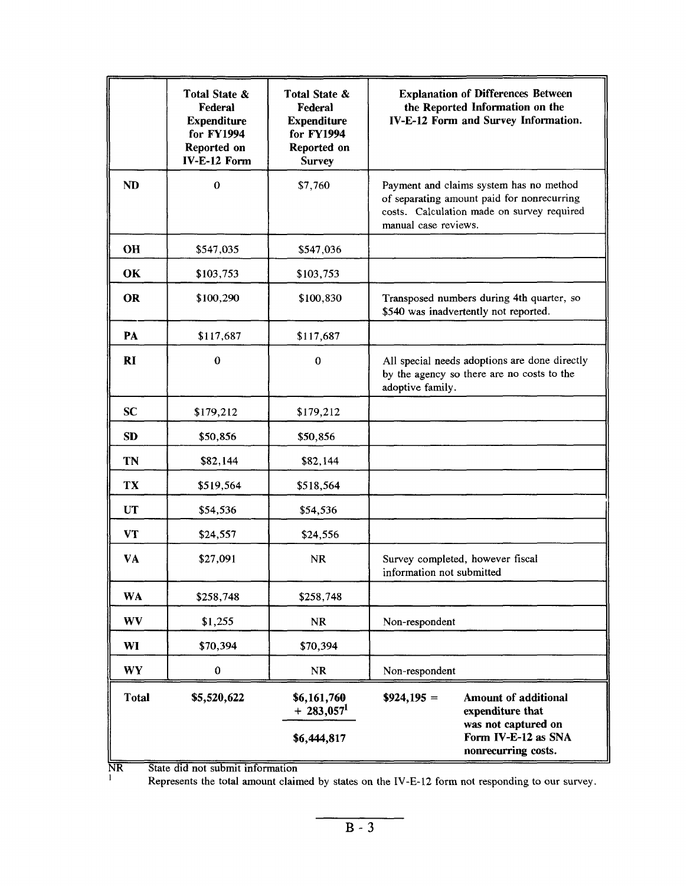| | Total State & Federal Expenditure for FY1994 Reported on IV-E-12 Form | Total State & Federal Expenditure for FY1994 Reported on Survey | Explanation of Differences Between the Reported Information on the IV-E-12 Form and Survey Information. |
|---|---|---|---|
| **ND** | 0 | $7,760 | Payment and claims system has no method of separating amount paid for nonrecurring costs. Calculation made on survey required manual case reviews. |
| **OH** | $547,035 | $547,036 | |
| **OK** | $103,753 | $103,753 | |
| **OR** | $100,290 | $100,830 | Transposed numbers during 4th quarter, so $540 was inadvertently not reported. |
| **PA** | $117,687 | $117,687 | |
| **RI** | 0 | 0 | All special needs adoptions are done directly by the agency so there are no costs to the adoptive family. |
| **SC** | $179,212 | $179,212 | |
| **SD** | $50,856 | $50,856 | |
| **TN** | $82,144 | $82,144 | |
| **TX** | $519,564 | $518,564 | |
| **UT** | $54,536 | $54,536 | |
| **VT** | $24,557 | $24,556 | |
| **VA** | $27,091 | NR | Survey completed, however fiscal information not submitted |
| **WA** | $258,748 | $258,748 | |
| **WV** | $1,255 | NR | Non-respondent |
| **WI** | $70,394 | $70,394 | |
| **WY** | 0 | NR | Non-respondent |
| **Total** | **$5,520,622** | **$6,161,760 + 283,057[1]** **$6,444,817** | **$924,195 = Amount of additional expenditure that was not captured on Form IV-E-12 as SNA nonrecurring costs.** |

NR State did not submit information

[1] Represents the total amount claimed by states on the IV-E-12 form not responding to our survey.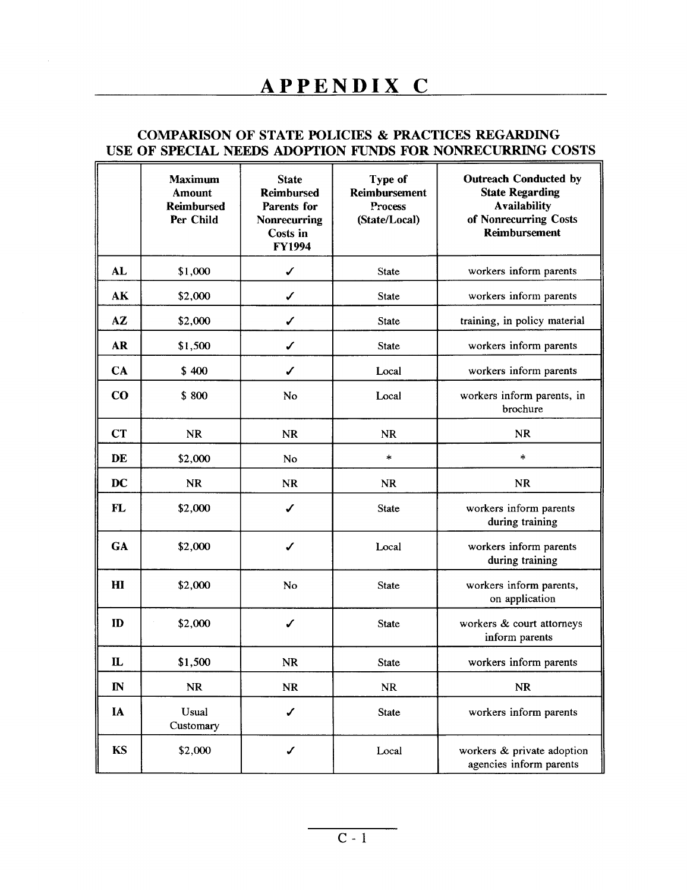# APPENDIX C

## COMPARISON OF STATE POLICIES & PRACTICES REGARDING USE OF SPECIAL NEEDS ADOPTION FUNDS FOR NONRECURRING COSTS

| | Maximum Amount Reimbursed Per Child | State Reimbursed Parents for Nonrecurring Costs in FY1994 | Type of Reimbursement Process (State/Local) | Outreach Conducted by State Regarding Availability of Nonrecurring Costs Reimbursement |
|---|---|---|---|---|
| **AL** | $1,000 | ✓ | State | workers inform parents |
| **AK** | $2,000 | ✓ | State | workers inform parents |
| **AZ** | $2,000 | ✓ | State | training, in policy material |
| **AR** | $1,500 | ✓ | State | workers inform parents |
| **CA** | $ 400 | ✓ | Local | workers inform parents |
| **CO** | $ 800 | No | Local | workers inform parents, in brochure |
| **CT** | NR | NR | NR | NR |
| **DE** | $2,000 | No | * | * |
| **DC** | NR | NR | NR | NR |
| **FL** | $2,000 | ✓ | State | workers inform parents during training |
| **GA** | $2,000 | ✓ | Local | workers inform parents during training |
| **HI** | $2,000 | No | State | workers inform parents, on application |
| **ID** | $2,000 | ✓ | State | workers & court attorneys inform parents |
| **IL** | $1,500 | NR | State | workers inform parents |
| **IN** | NR | NR | NR | NR |
| **IA** | Usual Customary | ✓ | State | workers inform parents |
| **KS** | $2,000 | ✓ | Local | workers & private adoption agencies inform parents |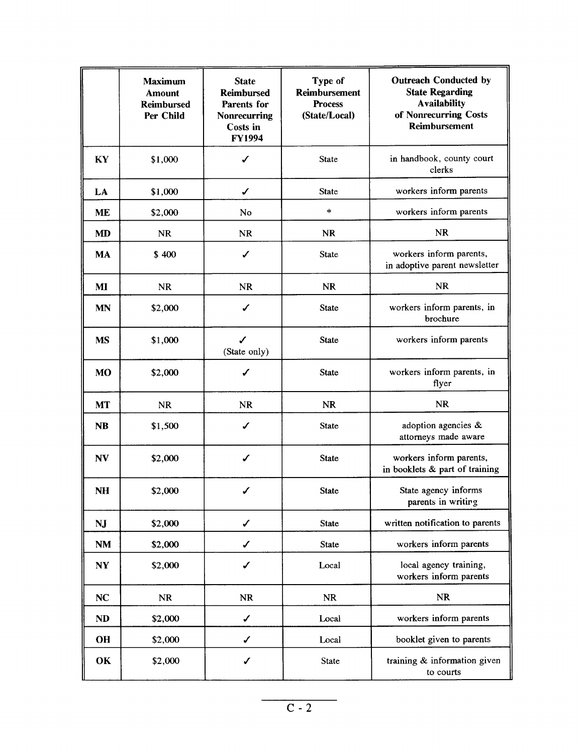| | Maximum Amount Reimbursed Per Child | State Reimbursed Parents for Nonrecurring Costs in FY1994 | Type of Reimbursement Process (State/Local) | Outreach Conducted by State Regarding Availability of Nonrecurring Costs Reimbursement |
|---|---|---|---|---|
| **KY** | $1,000 | ✓ | State | in handbook, county court clerks |
| **LA** | $1,000 | ✓ | State | workers inform parents |
| **ME** | $2,000 | No | * | workers inform parents |
| **MD** | NR | NR | NR | NR |
| **MA** | $ 400 | ✓ | State | workers inform parents, in adoptive parent newsletter |
| **MI** | NR | NR | NR | NR |
| **MN** | $2,000 | ✓ | State | workers inform parents, in brochure |
| **MS** | $1,000 | ✓ (State only) | State | workers inform parents |
| **MO** | $2,000 | ✓ | State | workers inform parents, in flyer |
| **MT** | NR | NR | NR | NR |
| **NB** | $1,500 | ✓ | State | adoption agencies & attorneys made aware |
| **NV** | $2,000 | ✓ | State | workers inform parents, in booklets & part of training |
| **NH** | $2,000 | ✓ | State | State agency informs parents in writing |
| **NJ** | $2,000 | ✓ | State | written notification to parents |
| **NM** | $2,000 | ✓ | State | workers inform parents |
| **NY** | $2,000 | ✓ | Local | local agency training, workers inform parents |
| **NC** | NR | NR | NR | NR |
| **ND** | $2,000 | ✓ | Local | workers inform parents |
| **OH** | $2,000 | ✓ | Local | booklet given to parents |
| **OK** | $2,000 | ✓ | State | training & information given to courts |